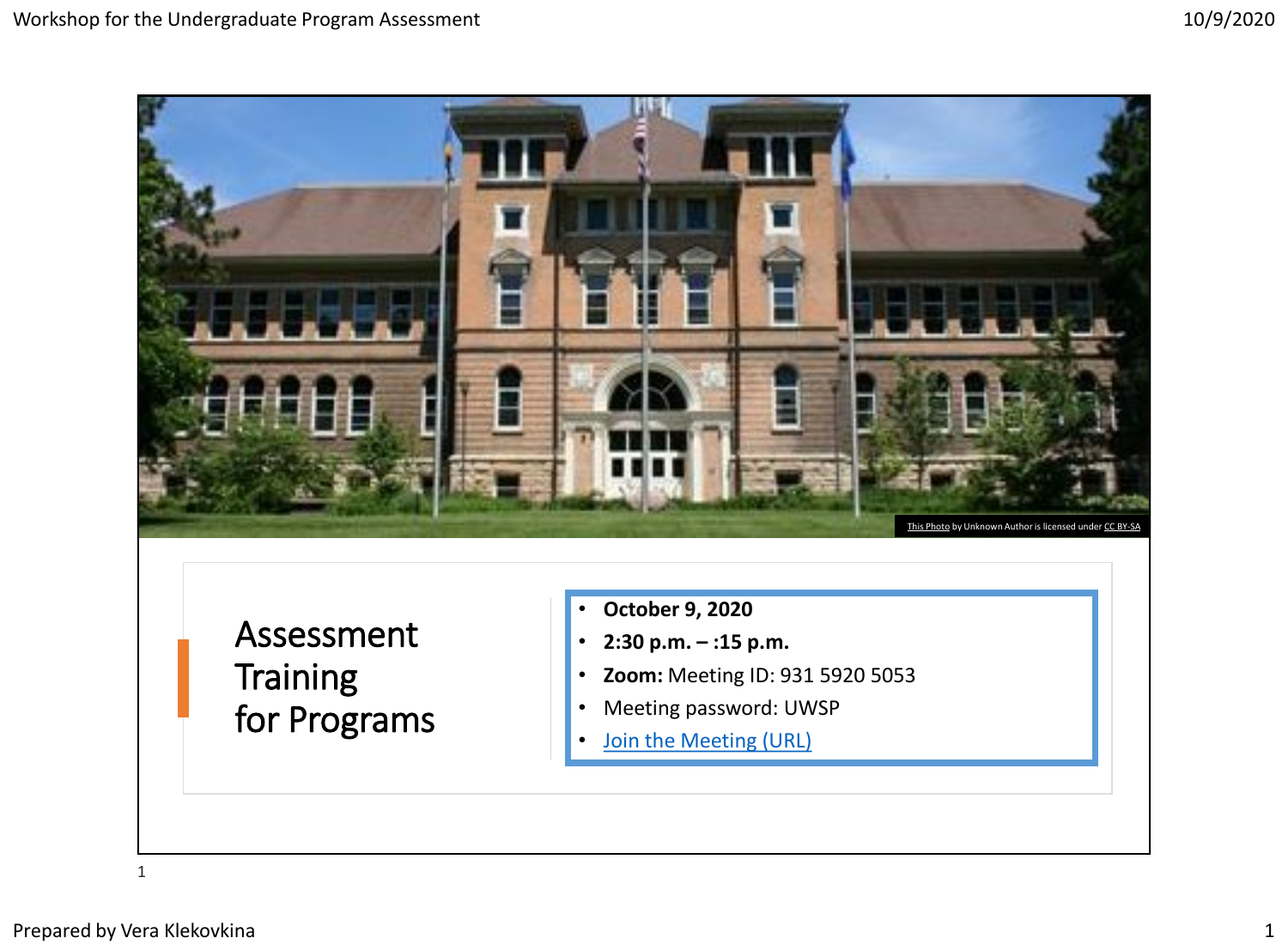This Photo by Unknown Author is licensed under CC BY-SA

# Assessment Training for Programs

- **October 9, 2020**
- **2:30 p.m. – :15 p.m.**
- **Zoom:** Meeting ID: 931 5920 5053
- Meeting password: UWSP
- Join the Meeting (URL)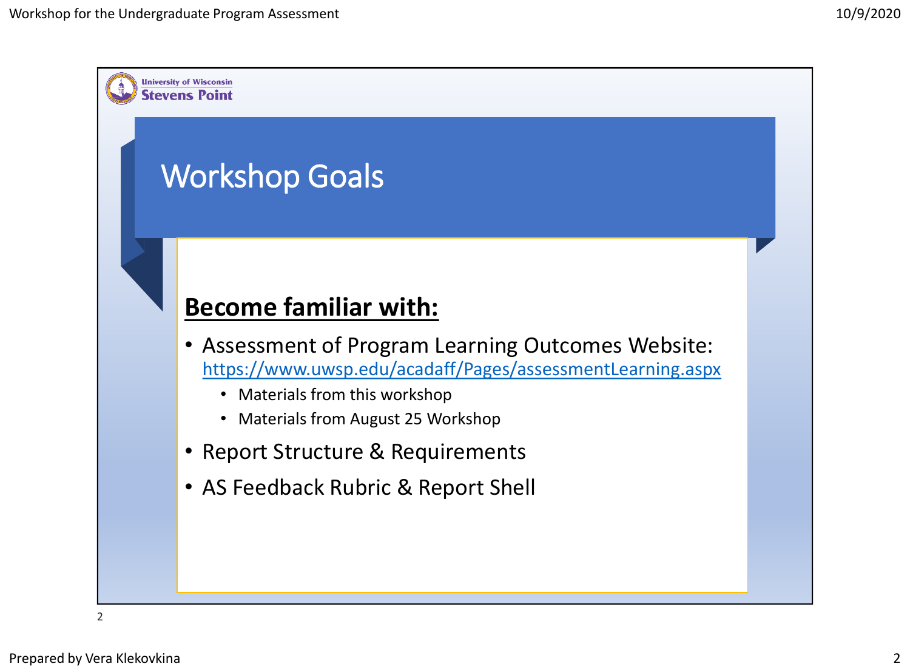# Workshop Goals

**Become familiar with:**

- Assessment of Program Learning Outcomes Website: https://www.uwsp.edu/acadaff/Pages/assessmentLearning.aspx
  - Materials from this workshop
  - Materials from August 25 Workshop
- Report Structure & Requirements
- AS Feedback Rubric & Report Shell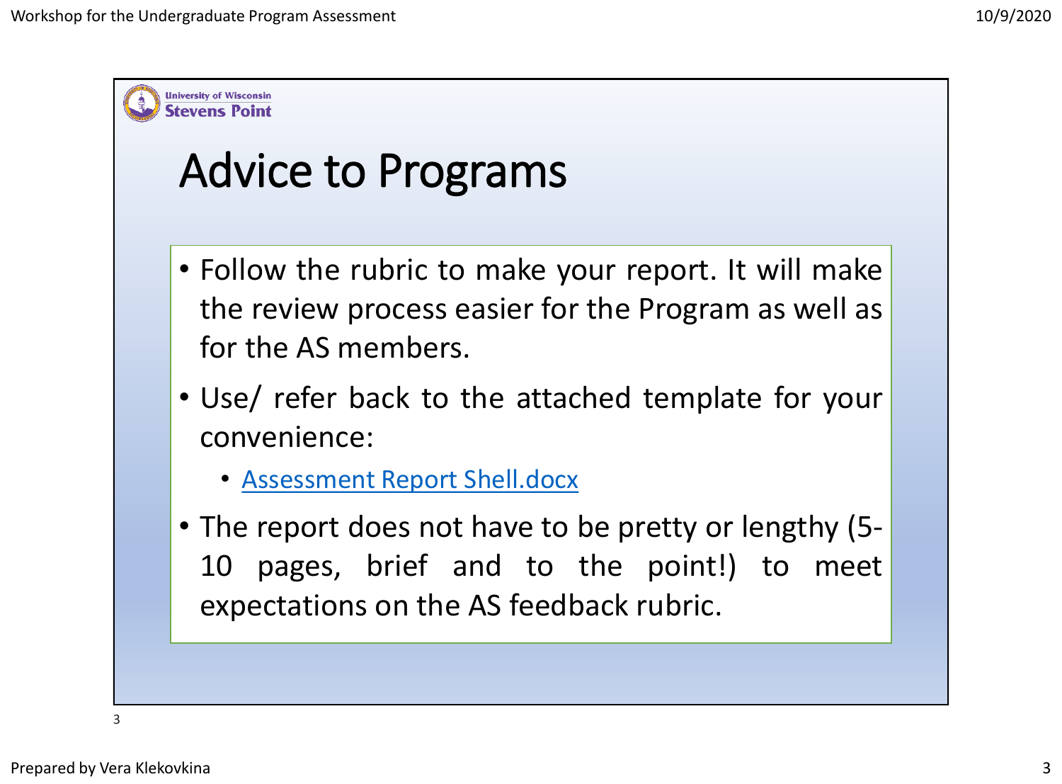University of Wisconsin Stevens Point

# Advice to Programs

- Follow the rubric to make your report. It will make the review process easier for the Program as well as for the AS members.
- Use/ refer back to the attached template for your convenience:
  - [Assessment Report Shell.docx]()
- The report does not have to be pretty or lengthy (5-10 pages, brief and to the point!) to meet expectations on the AS feedback rubric.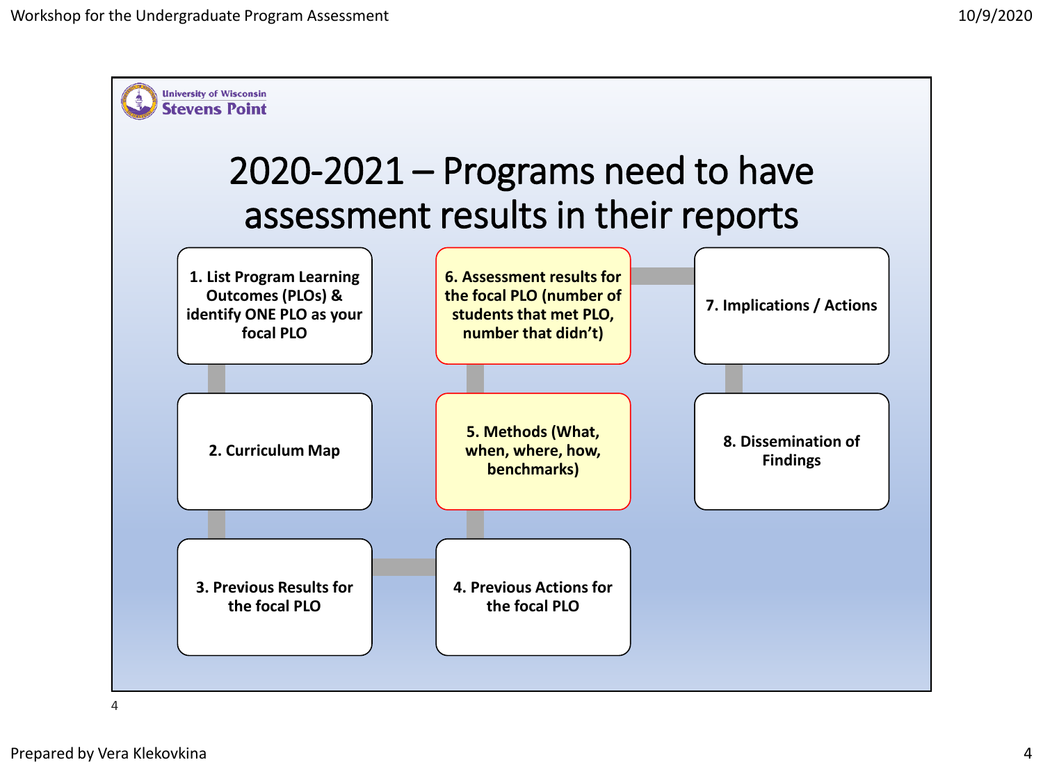University of Wisconsin Stevens Point

# 2020-2021 – Programs need to have assessment results in their reports

1. List Program Learning Outcomes (PLOs) & identify ONE PLO as your focal PLO
2. Curriculum Map
3. Previous Results for the focal PLO
4. Previous Actions for the focal PLO
5. **Methods (What, when, where, how, benchmarks)**
6. **Assessment results for the focal PLO (number of students that met PLO, number that didn't)**
7. Implications / Actions
8. Dissemination of Findings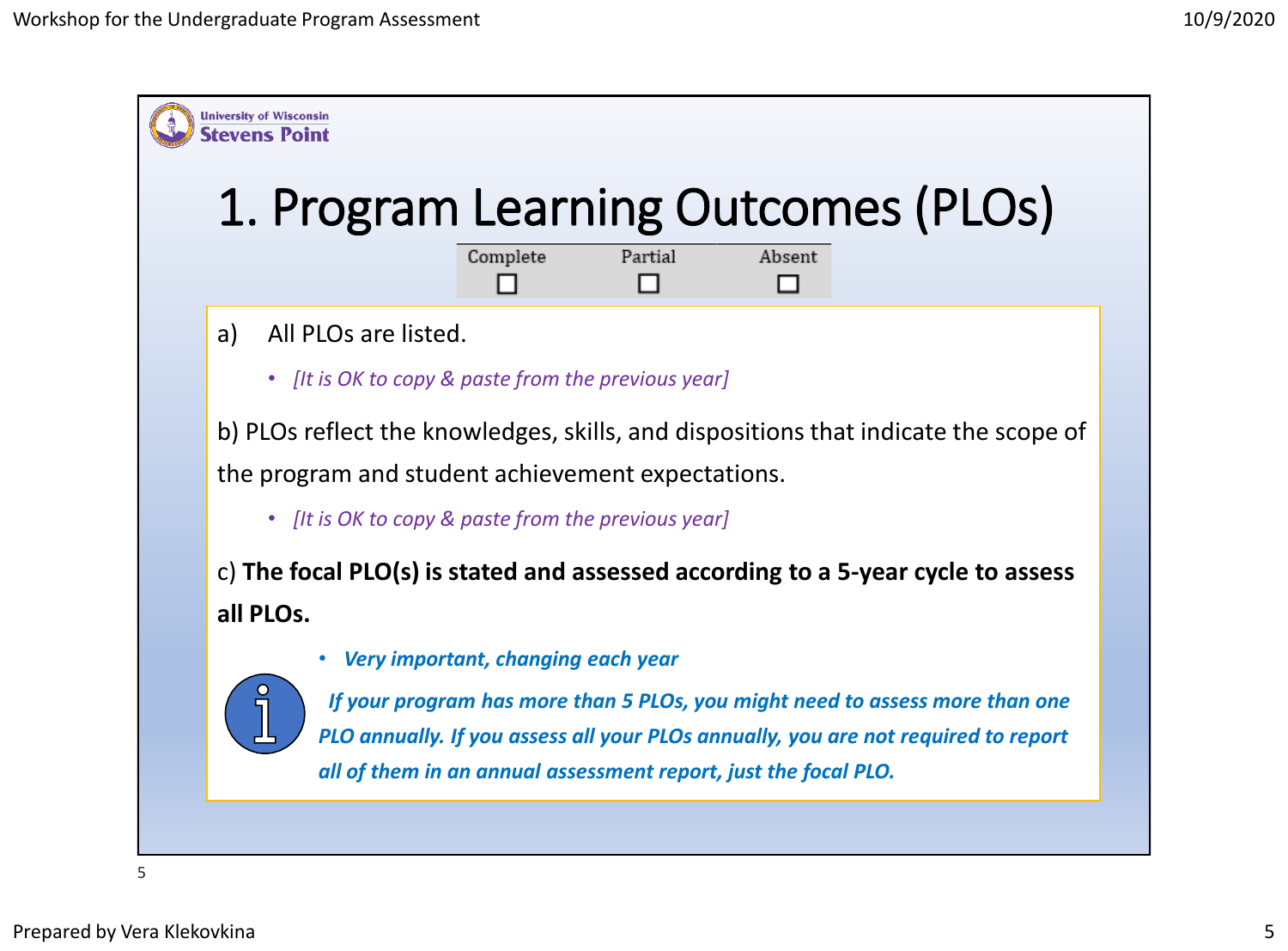University of Wisconsin Stevens Point

# 1. Program Learning Outcomes (PLOs)

| Complete | Partial | Absent |
|---|---|---|
| ☐ | ☐ | ☐ |

a) All PLOs are listed.

- *[It is OK to copy & paste from the previous year]*

b) PLOs reflect the knowledges, skills, and dispositions that indicate the scope of the program and student achievement expectations.

- *[It is OK to copy & paste from the previous year]*

c) **The focal PLO(s) is stated and assessed according to a 5-year cycle to assess all PLOs.**

- ***Very important, changing each year***

***If your program has more than 5 PLOs, you might need to assess more than one PLO annually. If you assess all your PLOs annually, you are not required to report all of them in an annual assessment report, just the focal PLO.***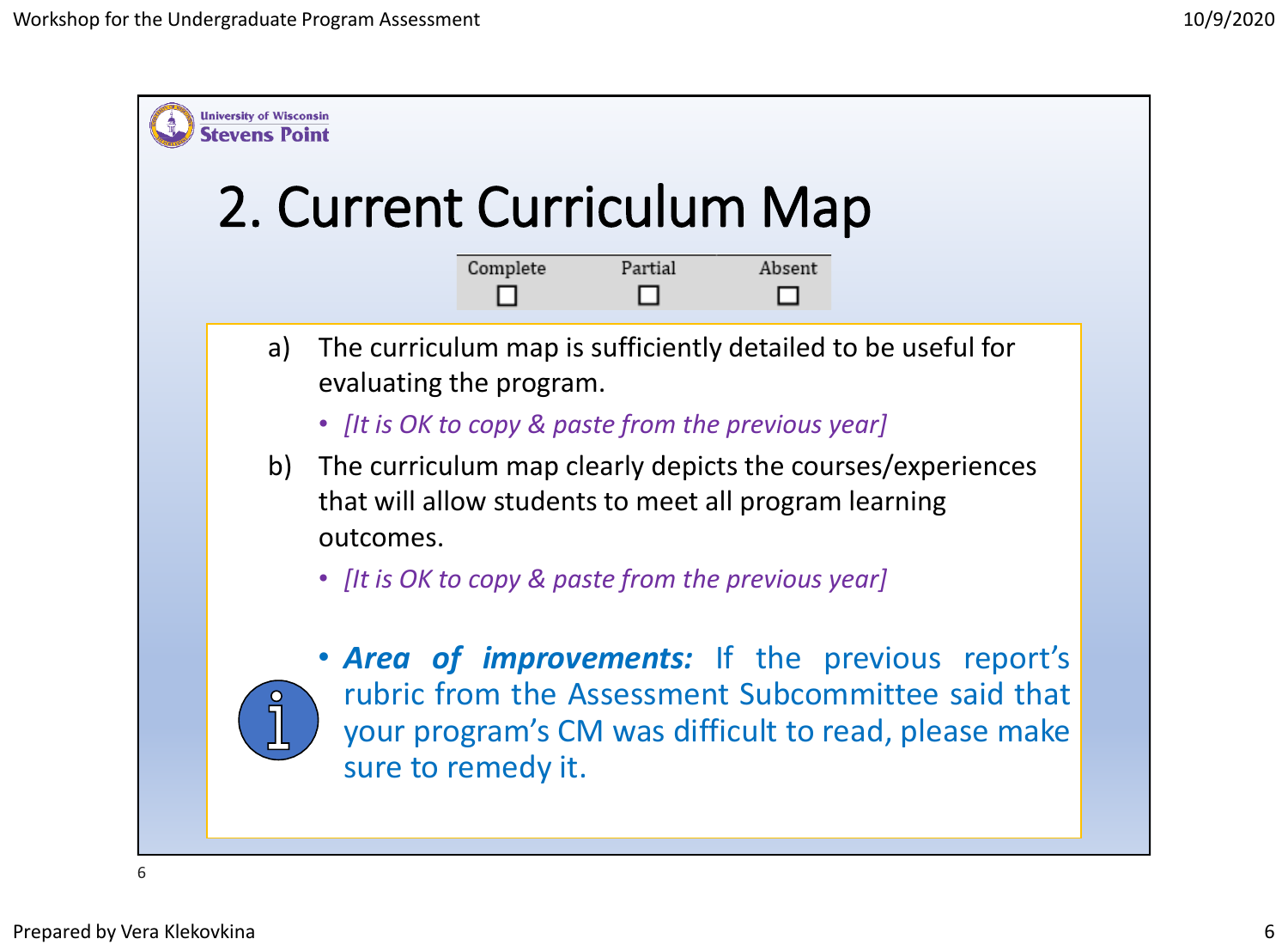University of Wisconsin
Stevens Point

# 2. Current Curriculum Map

| Complete | Partial | Absent |
|---|---|---|
| ☐ | ☐ | ☐ |

a) The curriculum map is sufficiently detailed to be useful for evaluating the program.

- *[It is OK to copy & paste from the previous year]*

b) The curriculum map clearly depicts the courses/experiences that will allow students to meet all program learning outcomes.

- *[It is OK to copy & paste from the previous year]*

- ***Area of improvements:*** If the previous report's rubric from the Assessment Subcommittee said that your program's CM was difficult to read, please make sure to remedy it.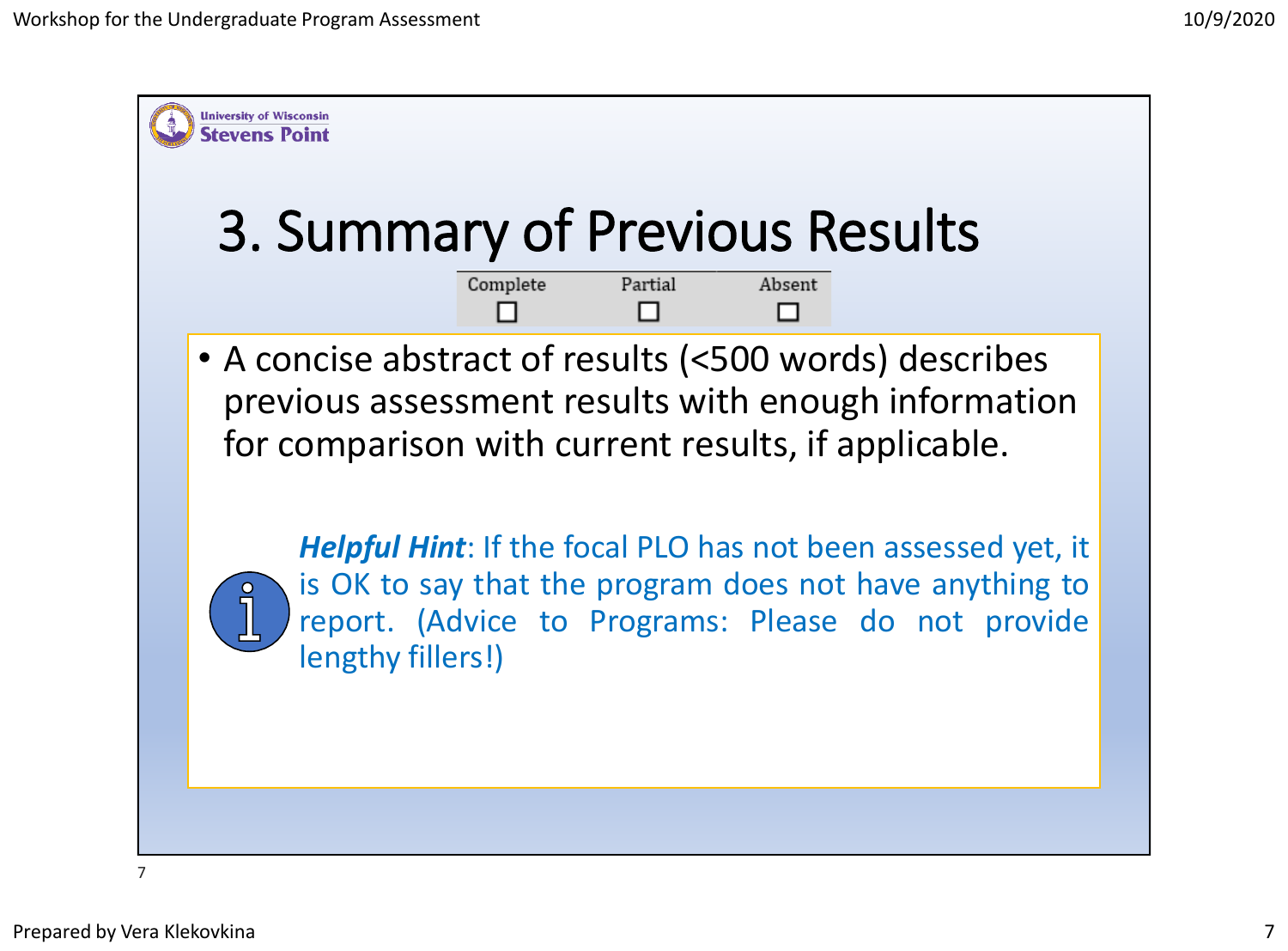University of Wisconsin
Stevens Point

# 3. Summary of Previous Results

| Complete | Partial | Absent |
| --- | --- | --- |
| ☐ | ☐ | ☐ |

- A concise abstract of results (<500 words) describes previous assessment results with enough information for comparison with current results, if applicable.

***Helpful Hint***: If the focal PLO has not been assessed yet, it is OK to say that the program does not have anything to report. (Advice to Programs: Please do not provide lengthy fillers!)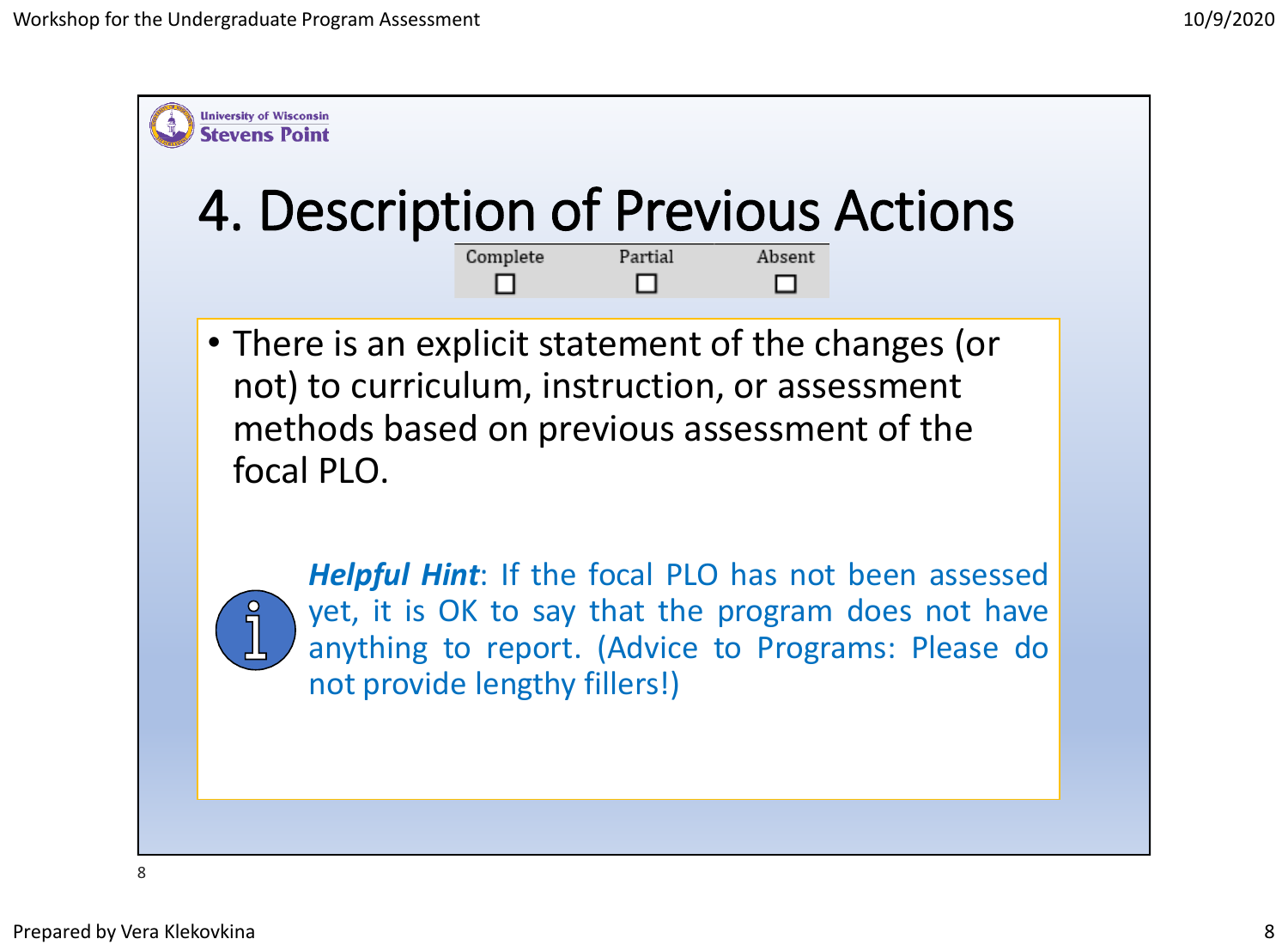University of Wisconsin
Stevens Point

# 4. Description of Previous Actions

| Complete | Partial | Absent |
| --- | --- | --- |
| ☐ | ☐ | ☐ |

- There is an explicit statement of the changes (or not) to curriculum, instruction, or assessment methods based on previous assessment of the focal PLO.

***Helpful Hint***: If the focal PLO has not been assessed yet, it is OK to say that the program does not have anything to report. (Advice to Programs: Please do not provide lengthy fillers!)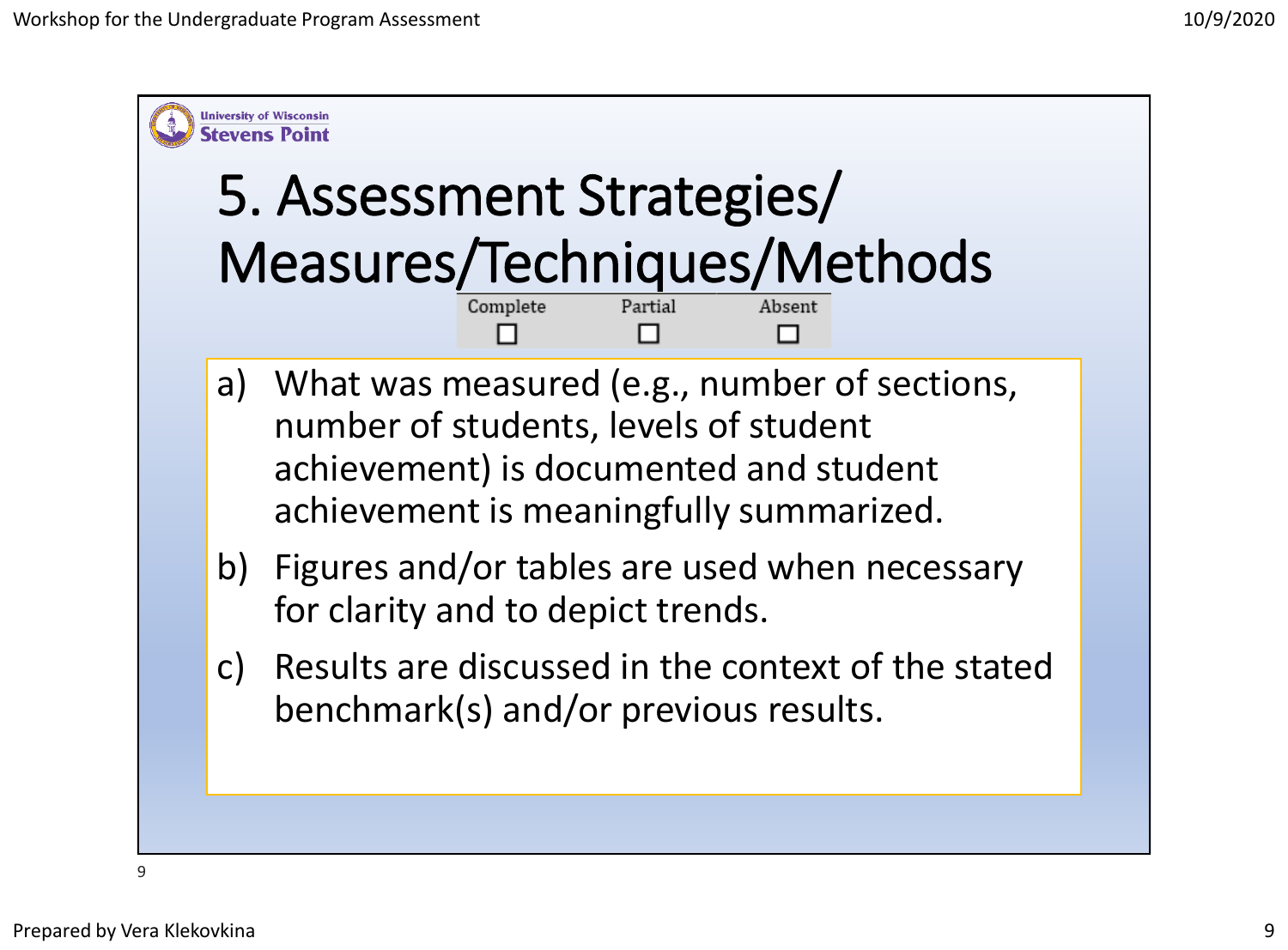University of Wisconsin Stevens Point

# 5. Assessment Strategies/ Measures/Techniques/Methods

| Complete | Partial | Absent |
| --- | --- | --- |
| ☐ | ☐ | ☐ |

a) What was measured (e.g., number of sections, number of students, levels of student achievement) is documented and student achievement is meaningfully summarized.

b) Figures and/or tables are used when necessary for clarity and to depict trends.

c) Results are discussed in the context of the stated benchmark(s) and/or previous results.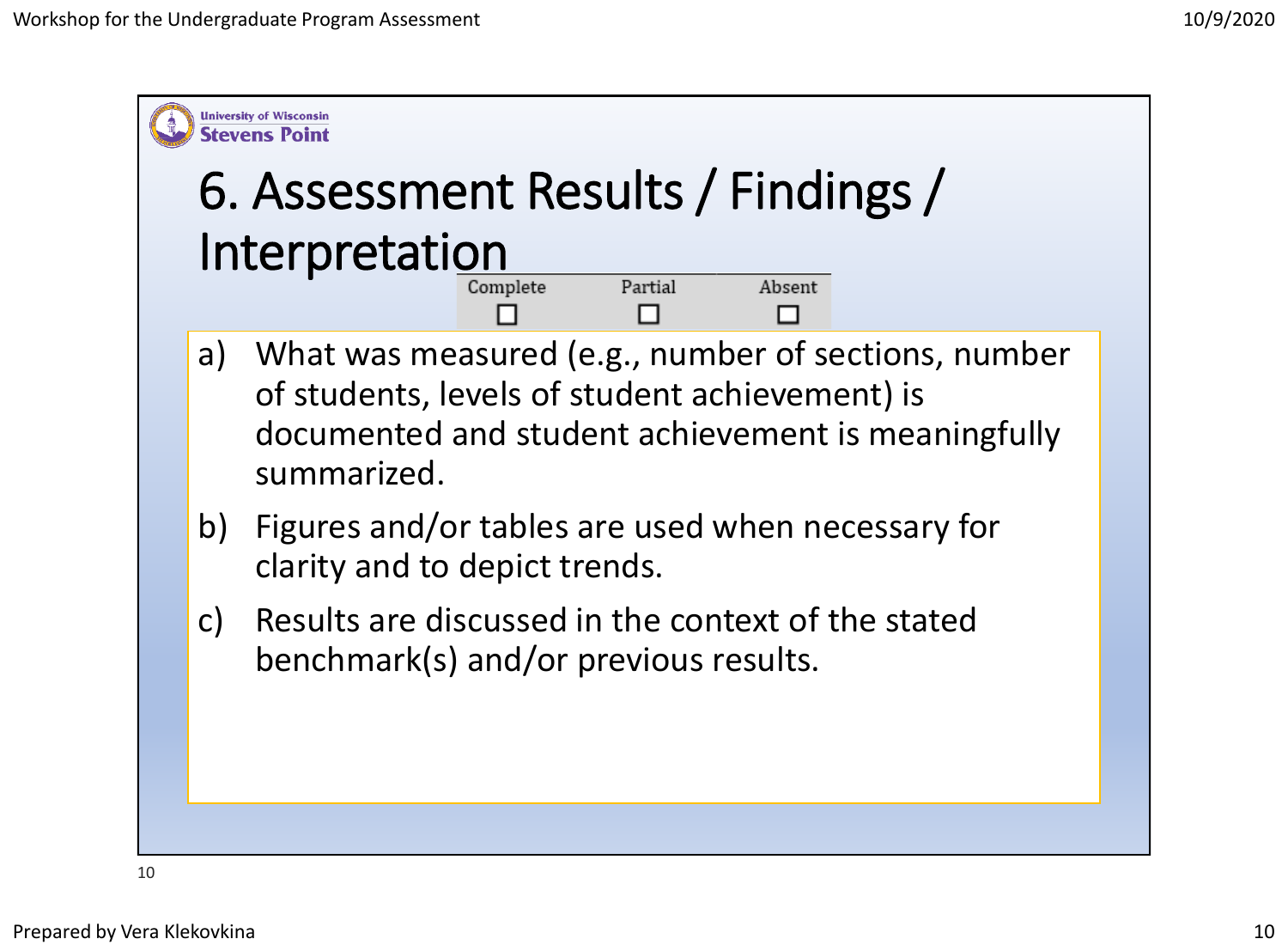# 6. Assessment Results / Findings / Interpretation

| Complete | Partial | Absent |
|---|---|---|
| ☐ | ☐ | ☐ |

a) What was measured (e.g., number of sections, number of students, levels of student achievement) is documented and student achievement is meaningfully summarized.

b) Figures and/or tables are used when necessary for clarity and to depict trends.

c) Results are discussed in the context of the stated benchmark(s) and/or previous results.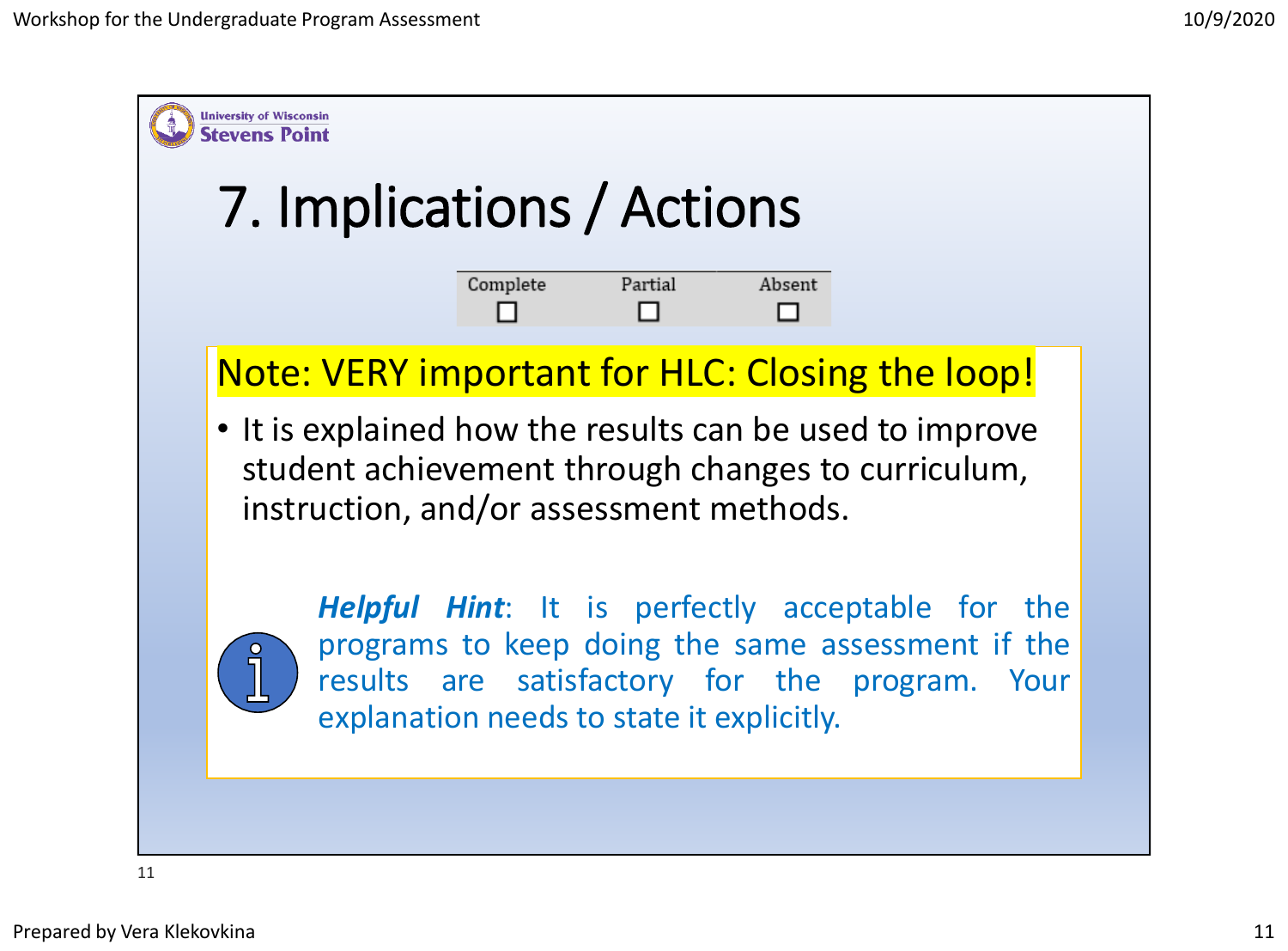University of Wisconsin Stevens Point

# 7. Implications / Actions

| Complete | Partial | Absent |
|---|---|---|
| ☐ | ☐ | ☐ |

Note: VERY important for HLC: Closing the loop!

- It is explained how the results can be used to improve student achievement through changes to curriculum, instruction, and/or assessment methods.

***Helpful Hint***: It is perfectly acceptable for the programs to keep doing the same assessment if the results are satisfactory for the program. Your explanation needs to state it explicitly.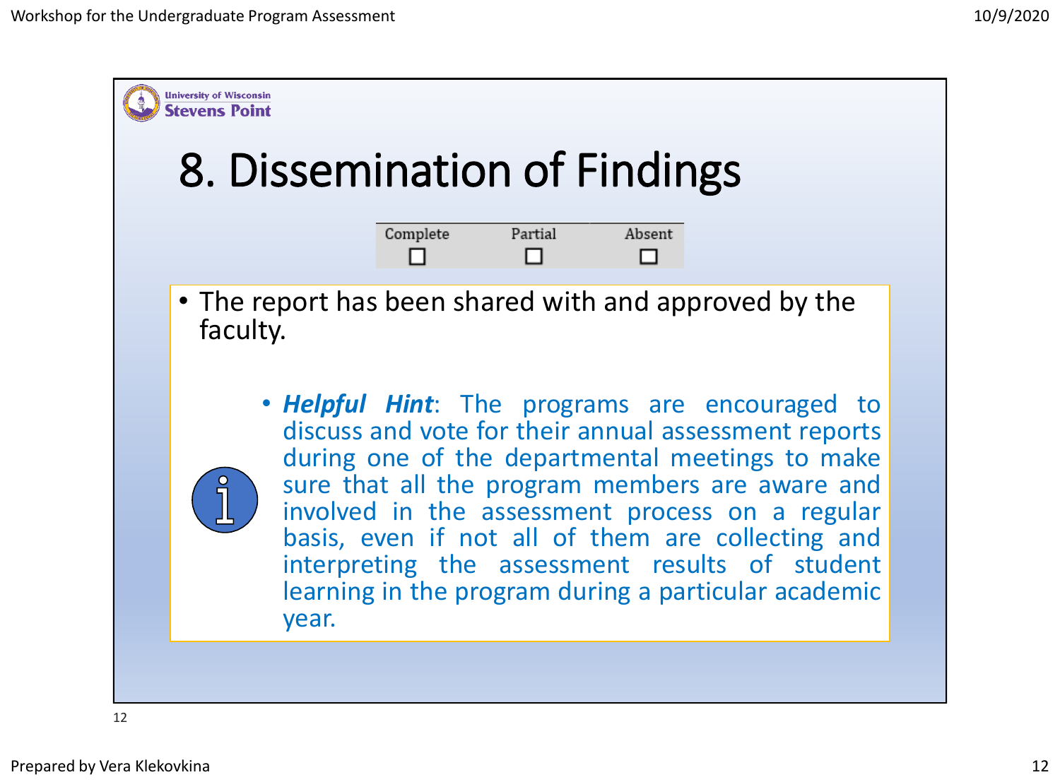# 8. Dissemination of Findings

| Complete | Partial | Absent |
|---|---|---|
| ☐ | ☐ | ☐ |

- The report has been shared with and approved by the faculty.

  - ***Helpful Hint***: The programs are encouraged to discuss and vote for their annual assessment reports during one of the departmental meetings to make sure that all the program members are aware and involved in the assessment process on a regular basis, even if not all of them are collecting and interpreting the assessment results of student learning in the program during a particular academic year.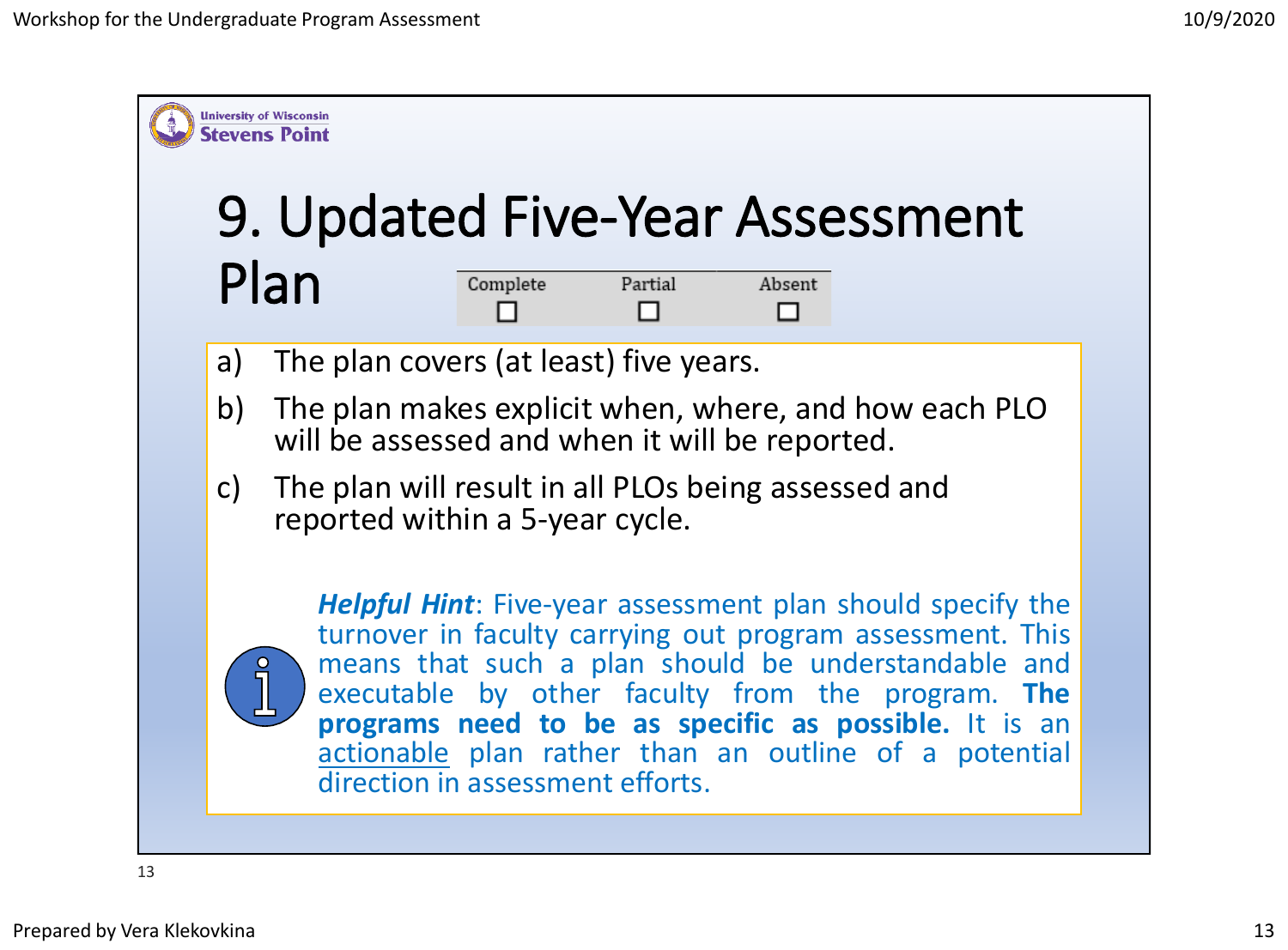# 9. Updated Five-Year Assessment Plan

| Complete | Partial | Absent |
| --- | --- | --- |
| ☐ | ☐ | ☐ |

a) The plan covers (at least) five years.

b) The plan makes explicit when, where, and how each PLO will be assessed and when it will be reported.

c) The plan will result in all PLOs being assessed and reported within a 5-year cycle.

***Helpful Hint***: Five-year assessment plan should specify the turnover in faculty carrying out program assessment. This means that such a plan should be understandable and executable by other faculty from the program. **The programs need to be as specific as possible.** It is an actionable plan rather than an outline of a potential direction in assessment efforts.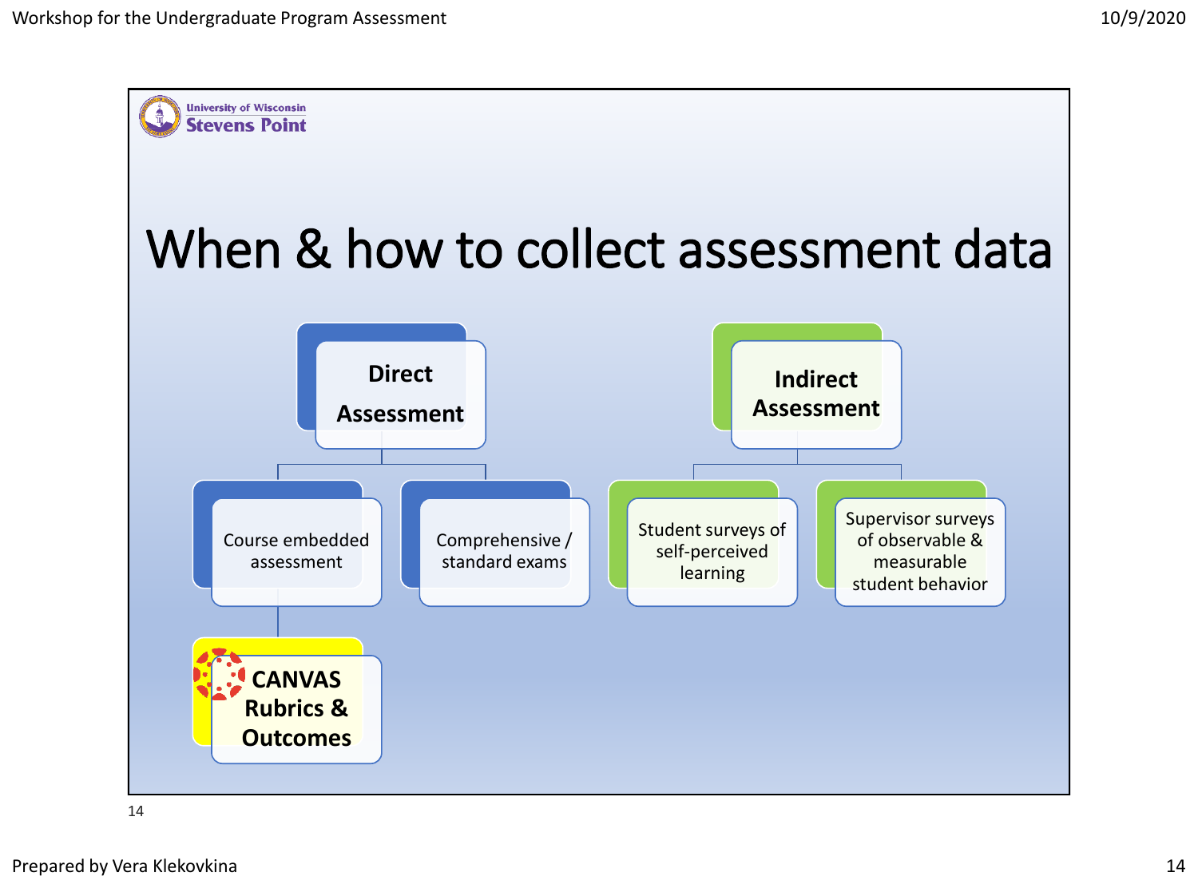University of Wisconsin
Stevens Point

# When & how to collect assessment data

- **Direct Assessment**
  - Course embedded assessment
    - **CANVAS Rubrics & Outcomes**
  - Comprehensive / standard exams
- **Indirect Assessment**
  - Student surveys of self-perceived learning
  - Supervisor surveys of observable & measurable student behavior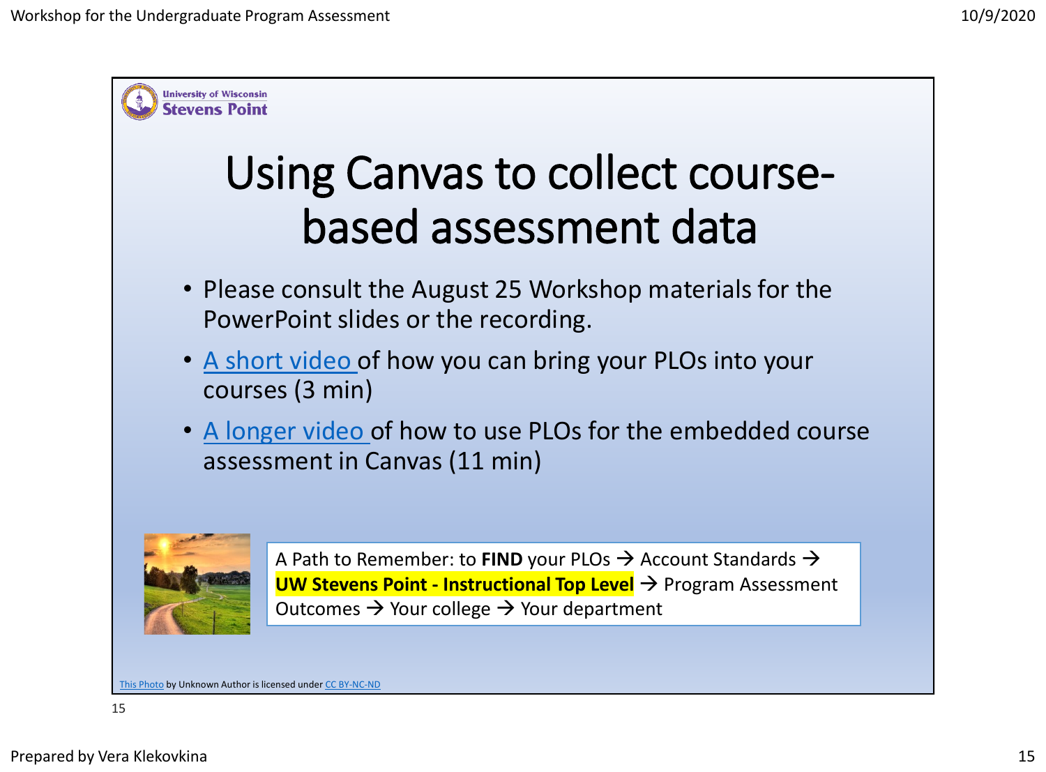University of Wisconsin Stevens Point

# Using Canvas to collect course-based assessment data

- Please consult the August 25 Workshop materials for the PowerPoint slides or the recording.
- A short video of how you can bring your PLOs into your courses (3 min)
- A longer video of how to use PLOs for the embedded course assessment in Canvas (11 min)

A Path to Remember: to **FIND** your PLOs → Account Standards → **UW Stevens Point - Instructional Top Level** → Program Assessment Outcomes → Your college → Your department

This Photo by Unknown Author is licensed under CC BY-NC-ND

Prepared by Vera Klekovkina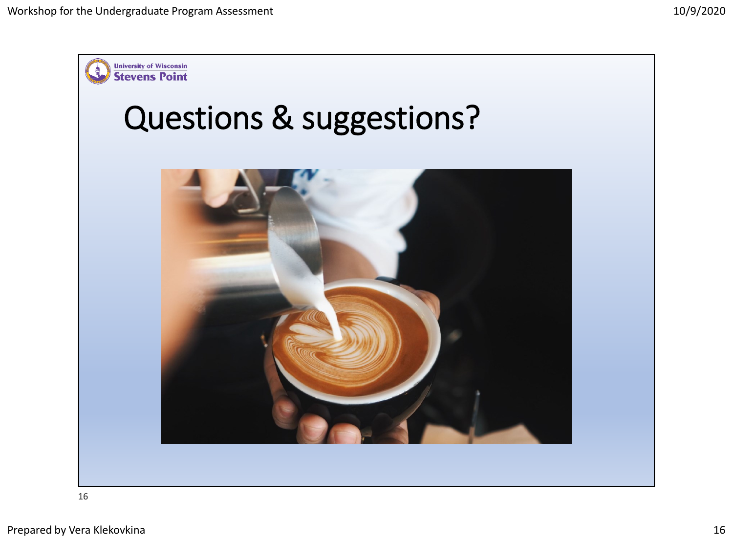University of Wisconsin
Stevens Point

# Questions & suggestions?